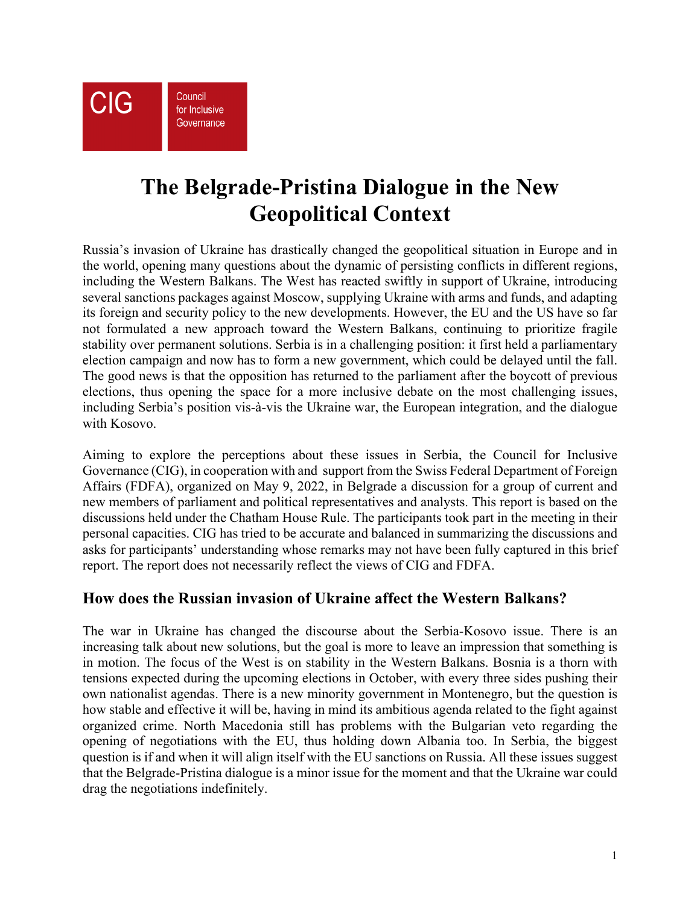CIG Council for Inclusive Governance

# The Belgrade-Pristina Dialogue in the New Geopolitical Context

Russia's invasion of Ukraine has drastically changed the geopolitical situation in Europe and in the world, opening many questions about the dynamic of persisting conflicts in different regions, including the Western Balkans. The West has reacted swiftly in support of Ukraine, introducing several sanctions packages against Moscow, supplying Ukraine with arms and funds, and adapting its foreign and security policy to the new developments. However, the EU and the US have so far not formulated a new approach toward the Western Balkans, continuing to prioritize fragile stability over permanent solutions. Serbia is in a challenging position: it first held a parliamentary election campaign and now has to form a new government, which could be delayed until the fall. The good news is that the opposition has returned to the parliament after the boycott of previous elections, thus opening the space for a more inclusive debate on the most challenging issues, including Serbia's position vis-à-vis the Ukraine war, the European integration, and the dialogue with Kosovo.

Aiming to explore the perceptions about these issues in Serbia, the Council for Inclusive Governance (CIG), in cooperation with and support from the Swiss Federal Department of Foreign Affairs (FDFA), organized on May 9, 2022, in Belgrade a discussion for a group of current and new members of parliament and political representatives and analysts. This report is based on the discussions held under the Chatham House Rule. The participants took part in the meeting in their personal capacities. CIG has tried to be accurate and balanced in summarizing the discussions and asks for participants' understanding whose remarks may not have been fully captured in this brief report. The report does not necessarily reflect the views of CIG and FDFA.

## How does the Russian invasion of Ukraine affect the Western Balkans?

The war in Ukraine has changed the discourse about the Serbia-Kosovo issue. There is an increasing talk about new solutions, but the goal is more to leave an impression that something is in motion. The focus of the West is on stability in the Western Balkans. Bosnia is a thorn with tensions expected during the upcoming elections in October, with every three sides pushing their own nationalist agendas. There is a new minority government in Montenegro, but the question is how stable and effective it will be, having in mind its ambitious agenda related to the fight against organized crime. North Macedonia still has problems with the Bulgarian veto regarding the opening of negotiations with the EU, thus holding down Albania too. In Serbia, the biggest question is if and when it will align itself with the EU sanctions on Russia. All these issues suggest that the Belgrade-Pristina dialogue is a minor issue for the moment and that the Ukraine war could drag the negotiations indefinitely.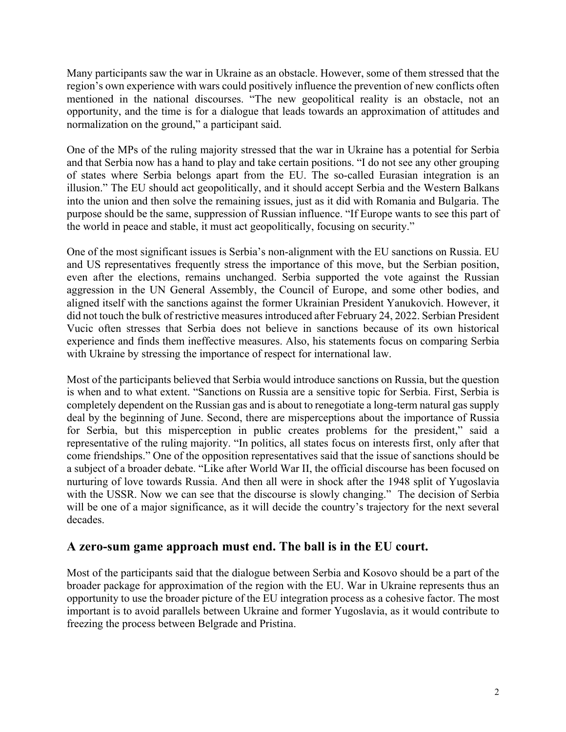Many participants saw the war in Ukraine as an obstacle. However, some of them stressed that the region's own experience with wars could positively influence the prevention of new conflicts often mentioned in the national discourses. "The new geopolitical reality is an obstacle, not an opportunity, and the time is for a dialogue that leads towards an approximation of attitudes and normalization on the ground," a participant said.

One of the MPs of the ruling majority stressed that the war in Ukraine has a potential for Serbia and that Serbia now has a hand to play and take certain positions. "I do not see any other grouping of states where Serbia belongs apart from the EU. The so-called Eurasian integration is an illusion." The EU should act geopolitically, and it should accept Serbia and the Western Balkans into the union and then solve the remaining issues, just as it did with Romania and Bulgaria. The purpose should be the same, suppression of Russian influence. "If Europe wants to see this part of the world in peace and stable, it must act geopolitically, focusing on security."

One of the most significant issues is Serbia's non-alignment with the EU sanctions on Russia. EU and US representatives frequently stress the importance of this move, but the Serbian position, even after the elections, remains unchanged. Serbia supported the vote against the Russian aggression in the UN General Assembly, the Council of Europe, and some other bodies, and aligned itself with the sanctions against the former Ukrainian President Yanukovich. However, it did not touch the bulk of restrictive measures introduced after February 24, 2022. Serbian President Vucic often stresses that Serbia does not believe in sanctions because of its own historical experience and finds them ineffective measures. Also, his statements focus on comparing Serbia with Ukraine by stressing the importance of respect for international law.

Most of the participants believed that Serbia would introduce sanctions on Russia, but the question is when and to what extent. "Sanctions on Russia are a sensitive topic for Serbia. First, Serbia is completely dependent on the Russian gas and is about to renegotiate a long-term natural gas supply deal by the beginning of June. Second, there are misperceptions about the importance of Russia for Serbia, but this misperception in public creates problems for the president," said a representative of the ruling majority. "In politics, all states focus on interests first, only after that come friendships." One of the opposition representatives said that the issue of sanctions should be a subject of a broader debate. "Like after World War II, the official discourse has been focused on nurturing of love towards Russia. And then all were in shock after the 1948 split of Yugoslavia with the USSR. Now we can see that the discourse is slowly changing." The decision of Serbia will be one of a major significance, as it will decide the country's trajectory for the next several decades.

## A zero-sum game approach must end. The ball is in the EU court.

Most of the participants said that the dialogue between Serbia and Kosovo should be a part of the broader package for approximation of the region with the EU. War in Ukraine represents thus an opportunity to use the broader picture of the EU integration process as a cohesive factor. The most important is to avoid parallels between Ukraine and former Yugoslavia, as it would contribute to freezing the process between Belgrade and Pristina.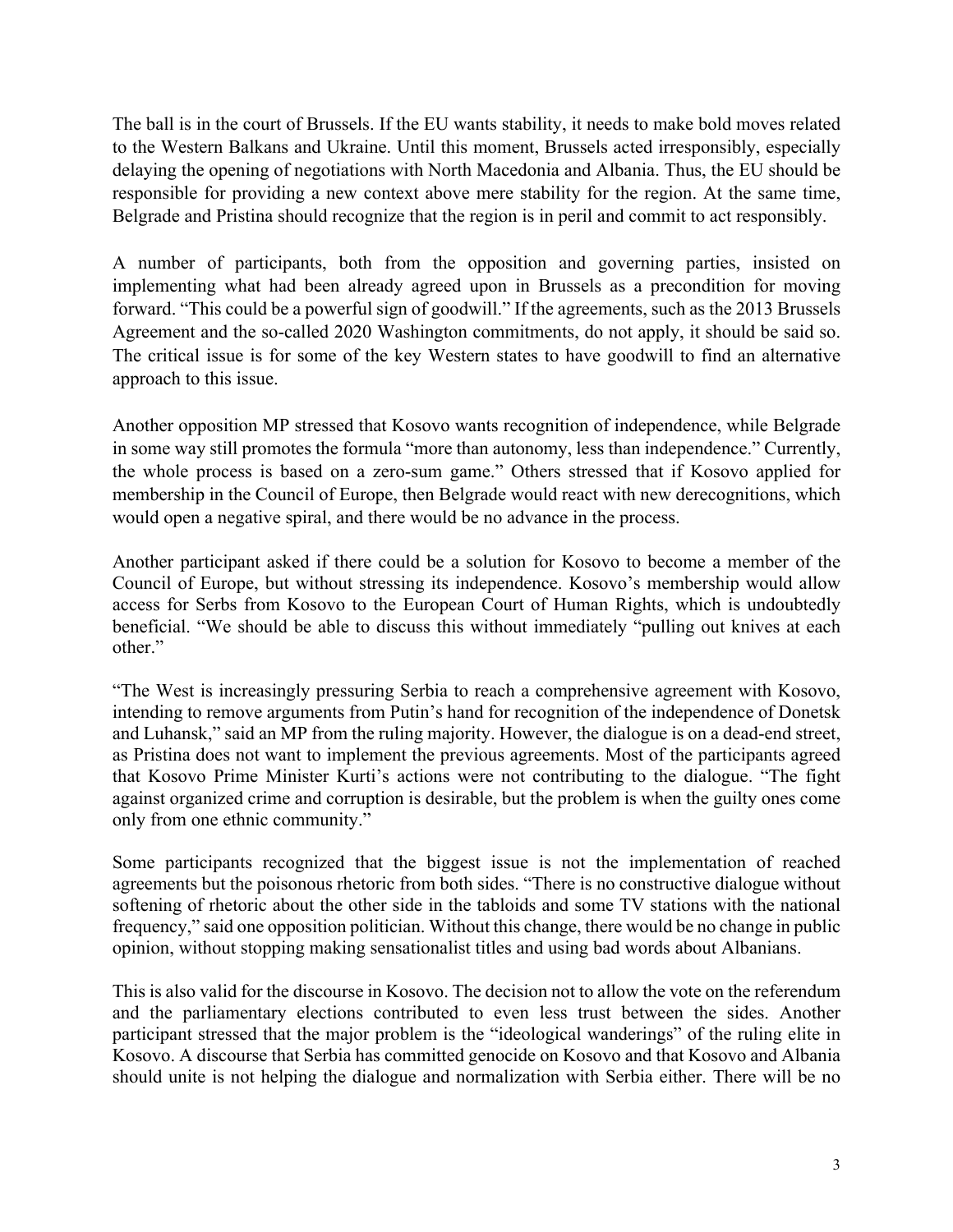The ball is in the court of Brussels. If the EU wants stability, it needs to make bold moves related to the Western Balkans and Ukraine. Until this moment, Brussels acted irresponsibly, especially delaying the opening of negotiations with North Macedonia and Albania. Thus, the EU should be responsible for providing a new context above mere stability for the region. At the same time, Belgrade and Pristina should recognize that the region is in peril and commit to act responsibly.

A number of participants, both from the opposition and governing parties, insisted on implementing what had been already agreed upon in Brussels as a precondition for moving forward. "This could be a powerful sign of goodwill." If the agreements, such as the 2013 Brussels Agreement and the so-called 2020 Washington commitments, do not apply, it should be said so. The critical issue is for some of the key Western states to have goodwill to find an alternative approach to this issue.

Another opposition MP stressed that Kosovo wants recognition of independence, while Belgrade in some way still promotes the formula "more than autonomy, less than independence." Currently, the whole process is based on a zero-sum game." Others stressed that if Kosovo applied for membership in the Council of Europe, then Belgrade would react with new derecognitions, which would open a negative spiral, and there would be no advance in the process.

Another participant asked if there could be a solution for Kosovo to become a member of the Council of Europe, but without stressing its independence. Kosovo's membership would allow access for Serbs from Kosovo to the European Court of Human Rights, which is undoubtedly beneficial. "We should be able to discuss this without immediately "pulling out knives at each other."

"The West is increasingly pressuring Serbia to reach a comprehensive agreement with Kosovo, intending to remove arguments from Putin's hand for recognition of the independence of Donetsk and Luhansk," said an MP from the ruling majority. However, the dialogue is on a dead-end street, as Pristina does not want to implement the previous agreements. Most of the participants agreed that Kosovo Prime Minister Kurti's actions were not contributing to the dialogue. "The fight against organized crime and corruption is desirable, but the problem is when the guilty ones come only from one ethnic community."

Some participants recognized that the biggest issue is not the implementation of reached agreements but the poisonous rhetoric from both sides. "There is no constructive dialogue without softening of rhetoric about the other side in the tabloids and some TV stations with the national frequency," said one opposition politician. Without this change, there would be no change in public opinion, without stopping making sensationalist titles and using bad words about Albanians.

This is also valid for the discourse in Kosovo. The decision not to allow the vote on the referendum and the parliamentary elections contributed to even less trust between the sides. Another participant stressed that the major problem is the "ideological wanderings" of the ruling elite in Kosovo. A discourse that Serbia has committed genocide on Kosovo and that Kosovo and Albania should unite is not helping the dialogue and normalization with Serbia either. There will be no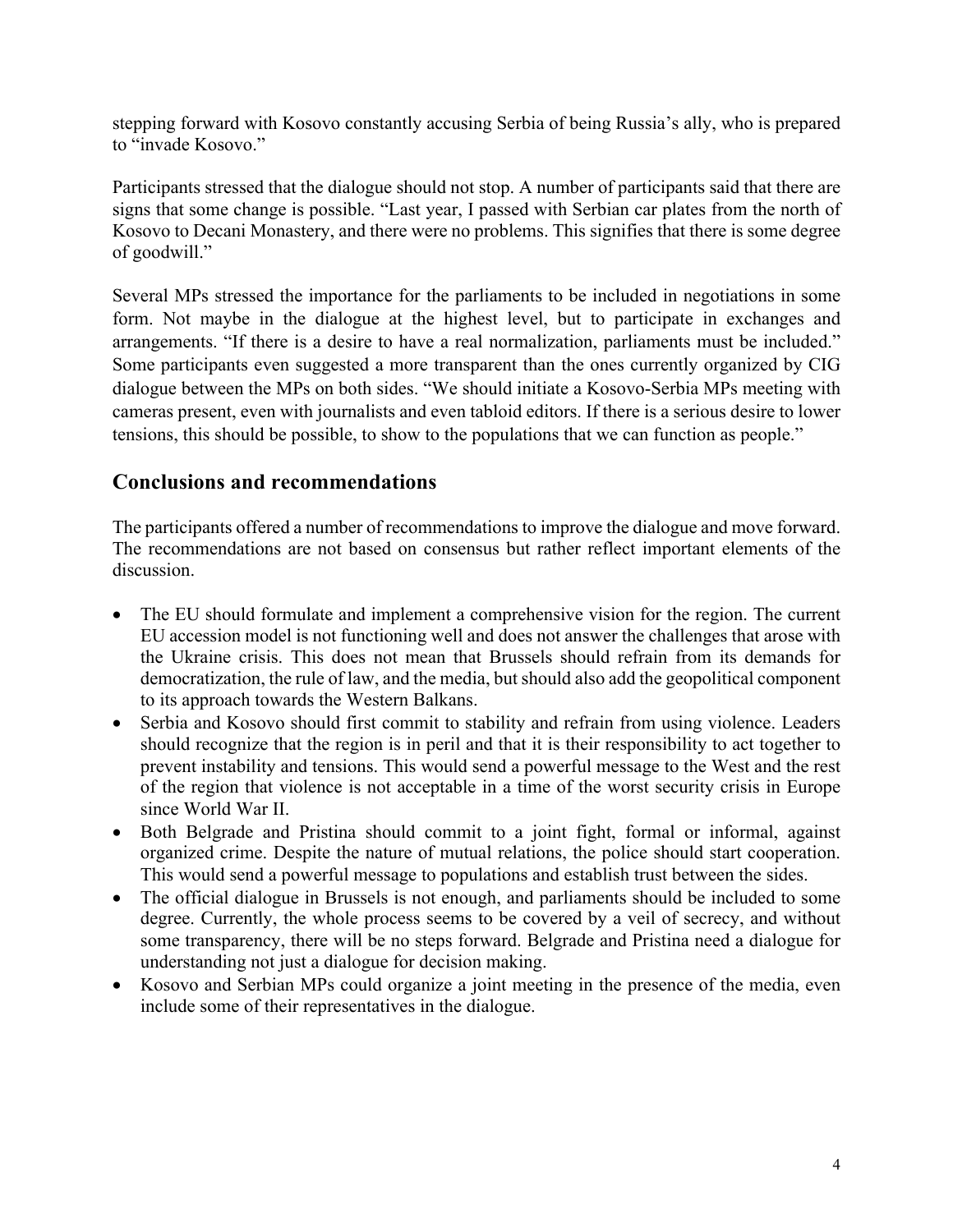stepping forward with Kosovo constantly accusing Serbia of being Russia's ally, who is prepared to "invade Kosovo."

Participants stressed that the dialogue should not stop. A number of participants said that there are signs that some change is possible. "Last year, I passed with Serbian car plates from the north of Kosovo to Decani Monastery, and there were no problems. This signifies that there is some degree of goodwill."

Several MPs stressed the importance for the parliaments to be included in negotiations in some form. Not maybe in the dialogue at the highest level, but to participate in exchanges and arrangements. "If there is a desire to have a real normalization, parliaments must be included." Some participants even suggested a more transparent than the ones currently organized by CIG dialogue between the MPs on both sides. "We should initiate a Kosovo-Serbia MPs meeting with cameras present, even with journalists and even tabloid editors. If there is a serious desire to lower tensions, this should be possible, to show to the populations that we can function as people."

## Conclusions and recommendations

The participants offered a number of recommendations to improve the dialogue and move forward. The recommendations are not based on consensus but rather reflect important elements of the discussion.

- The EU should formulate and implement a comprehensive vision for the region. The current EU accession model is not functioning well and does not answer the challenges that arose with the Ukraine crisis. This does not mean that Brussels should refrain from its demands for democratization, the rule of law, and the media, but should also add the geopolitical component to its approach towards the Western Balkans.
- Serbia and Kosovo should first commit to stability and refrain from using violence. Leaders should recognize that the region is in peril and that it is their responsibility to act together to prevent instability and tensions. This would send a powerful message to the West and the rest of the region that violence is not acceptable in a time of the worst security crisis in Europe since World War II.
- Both Belgrade and Pristina should commit to a joint fight, formal or informal, against organized crime. Despite the nature of mutual relations, the police should start cooperation. This would send a powerful message to populations and establish trust between the sides.
- The official dialogue in Brussels is not enough, and parliaments should be included to some degree. Currently, the whole process seems to be covered by a veil of secrecy, and without some transparency, there will be no steps forward. Belgrade and Pristina need a dialogue for understanding not just a dialogue for decision making.
- Kosovo and Serbian MPs could organize a joint meeting in the presence of the media, even include some of their representatives in the dialogue.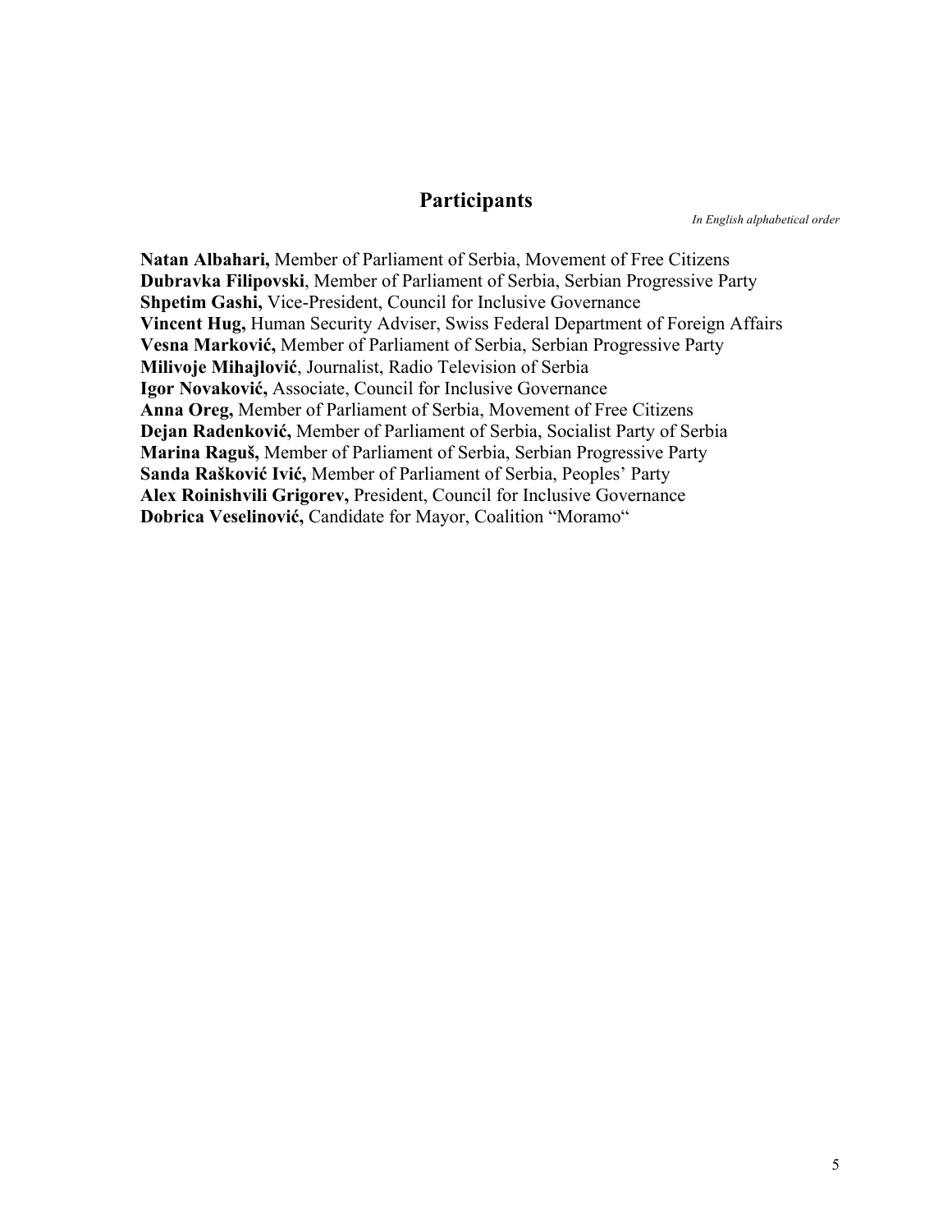## Participants

*In English alphabetical order*

**Natan Albahari,** Member of Parliament of Serbia, Movement of Free Citizens
**Dubravka Filipovski**, Member of Parliament of Serbia, Serbian Progressive Party
**Shpetim Gashi,** Vice-President, Council for Inclusive Governance
**Vincent Hug,** Human Security Adviser, Swiss Federal Department of Foreign Affairs
**Vesna Marković,** Member of Parliament of Serbia, Serbian Progressive Party
**Milivoje Mihajlović**, Journalist, Radio Television of Serbia
**Igor Novaković,** Associate, Council for Inclusive Governance
**Anna Oreg,** Member of Parliament of Serbia, Movement of Free Citizens
**Dejan Radenković,** Member of Parliament of Serbia, Socialist Party of Serbia
**Marina Raguš,** Member of Parliament of Serbia, Serbian Progressive Party
**Sanda Rašković Ivić,** Member of Parliament of Serbia, Peoples' Party
**Alex Roinishvili Grigorev,** President, Council for Inclusive Governance
**Dobrica Veselinović,** Candidate for Mayor, Coalition "Moramo"